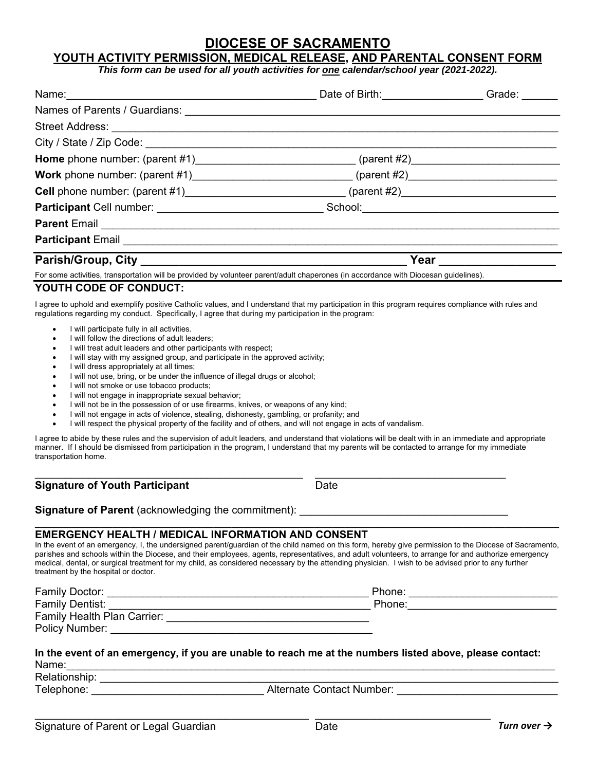# DIOCESE OF SACRAMENTO

## YOUTH ACTIVITY PERMISSION, MEDICAL RELEASE, AND PARENTAL CONSENT FORM

***This form can be used for all youth activities for one calendar/school year (2021-2022).***

Name:_________________________________________ Date of Birth:________________ Grade: ______

Names of Parents / Guardians: ______________________________________________________________

Street Address: _____________________________________________________________________

City / State / Zip Code: _________________________________________________________________

**Home** phone number: (parent #1)__________________________ (parent #2)________________________

**Work** phone number: (parent #1)__________________________ (parent #2)________________________

**Cell** phone number: (parent #1)__________________________ (parent #2)________________________

**Participant** Cell number: ___________________________ School:________________________________

**Parent** Email __________________________________________________________________________

**Participant** Email ______________________________________________________________________

**Parish/Group, City ________________________________________ Year _________________**

For some activities, transportation will be provided by volunteer parent/adult chaperones (in accordance with Diocesan guidelines).

### YOUTH CODE OF CONDUCT:

I agree to uphold and exemplify positive Catholic values, and I understand that my participation in this program requires compliance with rules and regulations regarding my conduct. Specifically, I agree that during my participation in the program:

- I will participate fully in all activities.
- I will follow the directions of adult leaders;
- I will treat adult leaders and other participants with respect;
- I will stay with my assigned group, and participate in the approved activity;
- I will dress appropriately at all times;
- I will not use, bring, or be under the influence of illegal drugs or alcohol;
- I will not smoke or use tobacco products;
- I will not engage in inappropriate sexual behavior;
- I will not be in the possession of or use firearms, knives, or weapons of any kind;
- I will not engage in acts of violence, stealing, dishonesty, gambling, or profanity; and
- I will respect the physical property of the facility and of others, and will not engage in acts of vandalism.

I agree to abide by these rules and the supervision of adult leaders, and understand that violations will be dealt with in an immediate and appropriate manner. If I should be dismissed from participation in the program, I understand that my parents will be contacted to arrange for my immediate transportation home.

_____________________________________________ _________________________________

**Signature of Youth Participant** Date

**Signature of Parent** (acknowledging the commitment): ___________________________________

### EMERGENCY HEALTH / MEDICAL INFORMATION AND CONSENT

In the event of an emergency, I, the undersigned parent/guardian of the child named on this form, hereby give permission to the Diocese of Sacramento, parishes and schools within the Diocese, and their employees, agents, representatives, and adult volunteers, to arrange for and authorize emergency medical, dental, or surgical treatment for my child, as considered necessary by the attending physician. I wish to be advised prior to any further treatment by the hospital or doctor.

Family Doctor: ___________________________________________ Phone: ________________________

Family Dentist: ___________________________________________ Phone:________________________

Family Health Plan Carrier: __________________________________

Policy Number: _______________________________________________

**In the event of an emergency, if you are unable to reach me at the numbers listed above, please contact:**

Name:_______________________________________________________________________________

Relationship: __________________________________________________________________________

Telephone: ____________________________ Alternate Contact Number: __________________________

______________________________________________ ______________________________

Signature of Parent or Legal Guardian Date

***Turn over →***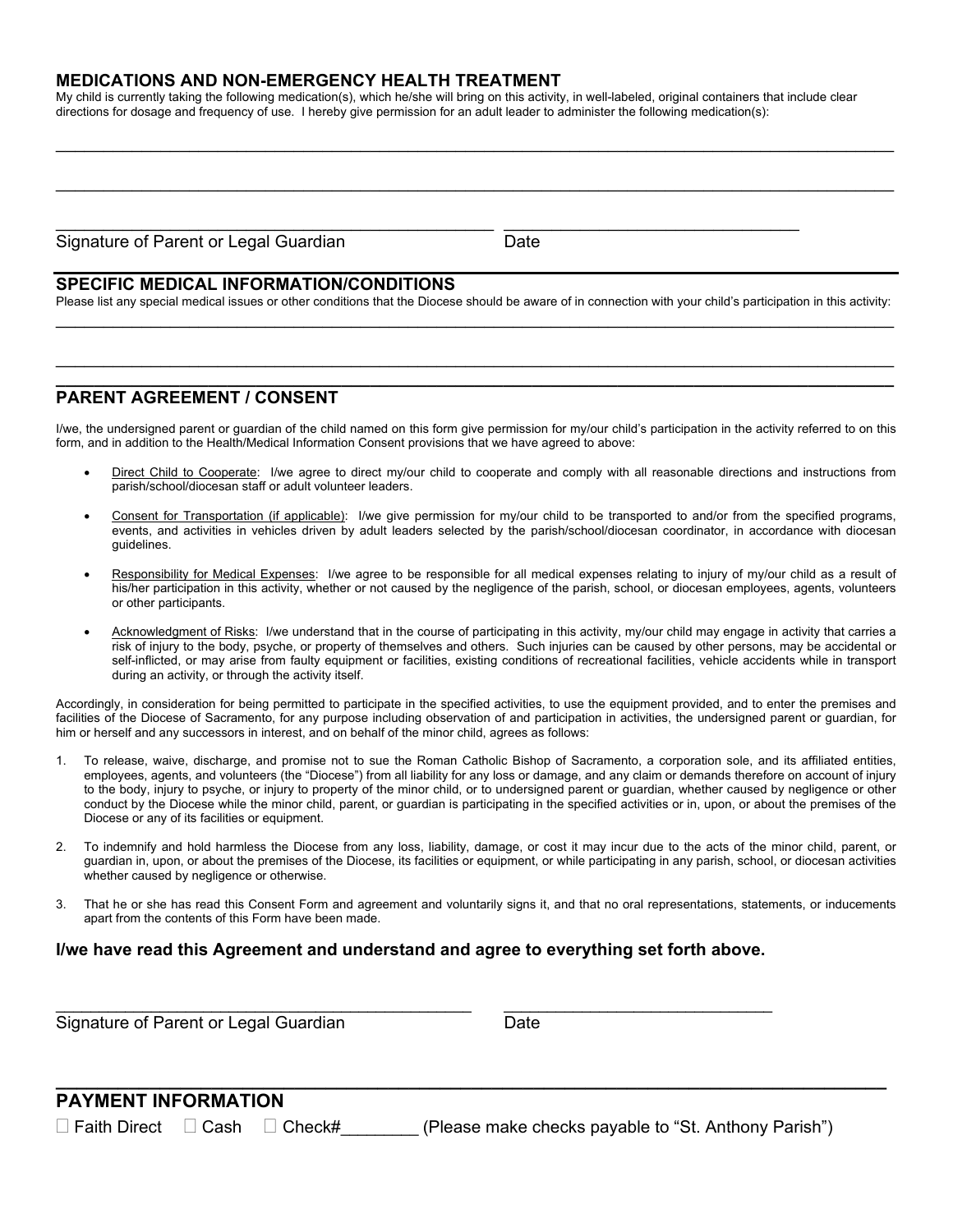## MEDICATIONS AND NON-EMERGENCY HEALTH TREATMENT

My child is currently taking the following medication(s), which he/she will bring on this activity, in well-labeled, original containers that include clear directions for dosage and frequency of use. I hereby give permission for an adult leader to administer the following medication(s):

______________________________________________________________________________

______________________________________________________________________________

_______________________________________________ ______________________________
Signature of Parent or Legal Guardian Date

## SPECIFIC MEDICAL INFORMATION/CONDITIONS

Please list any special medical issues or other conditions that the Diocese should be aware of in connection with your child's participation in this activity:

______________________________________________________________________________

______________________________________________________________________________

## PARENT AGREEMENT / CONSENT

I/we, the undersigned parent or guardian of the child named on this form give permission for my/our child's participation in the activity referred to on this form, and in addition to the Health/Medical Information Consent provisions that we have agreed to above:

- Direct Child to Cooperate: I/we agree to direct my/our child to cooperate and comply with all reasonable directions and instructions from parish/school/diocesan staff or adult volunteer leaders.
- Consent for Transportation (if applicable): I/we give permission for my/our child to be transported to and/or from the specified programs, events, and activities in vehicles driven by adult leaders selected by the parish/school/diocesan coordinator, in accordance with diocesan guidelines.
- Responsibility for Medical Expenses: I/we agree to be responsible for all medical expenses relating to injury of my/our child as a result of his/her participation in this activity, whether or not caused by the negligence of the parish, school, or diocesan employees, agents, volunteers or other participants.
- Acknowledgment of Risks: I/we understand that in the course of participating in this activity, my/our child may engage in activity that carries a risk of injury to the body, psyche, or property of themselves and others. Such injuries can be caused by other persons, may be accidental or self-inflicted, or may arise from faulty equipment or facilities, existing conditions of recreational facilities, vehicle accidents while in transport during an activity, or through the activity itself.

Accordingly, in consideration for being permitted to participate in the specified activities, to use the equipment provided, and to enter the premises and facilities of the Diocese of Sacramento, for any purpose including observation of and participation in activities, the undersigned parent or guardian, for him or herself and any successors in interest, and on behalf of the minor child, agrees as follows:

1. To release, waive, discharge, and promise not to sue the Roman Catholic Bishop of Sacramento, a corporation sole, and its affiliated entities, employees, agents, and volunteers (the "Diocese") from all liability for any loss or damage, and any claim or demands therefore on account of injury to the body, injury to psyche, or injury to property of the minor child, or to undersigned parent or guardian, whether caused by negligence or other conduct by the Diocese while the minor child, parent, or guardian is participating in the specified activities or in, upon, or about the premises of the Diocese or any of its facilities or equipment.
2. To indemnify and hold harmless the Diocese from any loss, liability, damage, or cost it may incur due to the acts of the minor child, parent, or guardian in, upon, or about the premises of the Diocese, its facilities or equipment, or while participating in any parish, school, or diocesan activities whether caused by negligence or otherwise.
3. That he or she has read this Consent Form and agreement and voluntarily signs it, and that no oral representations, statements, or inducements apart from the contents of this Form have been made.

**I/we have read this Agreement and understand and agree to everything set forth above.**

_______________________________________________ ______________________________
Signature of Parent or Legal Guardian Date

## PAYMENT INFORMATION

☐ Faith Direct ☐ Cash ☐ Check#________ (Please make checks payable to "St. Anthony Parish")